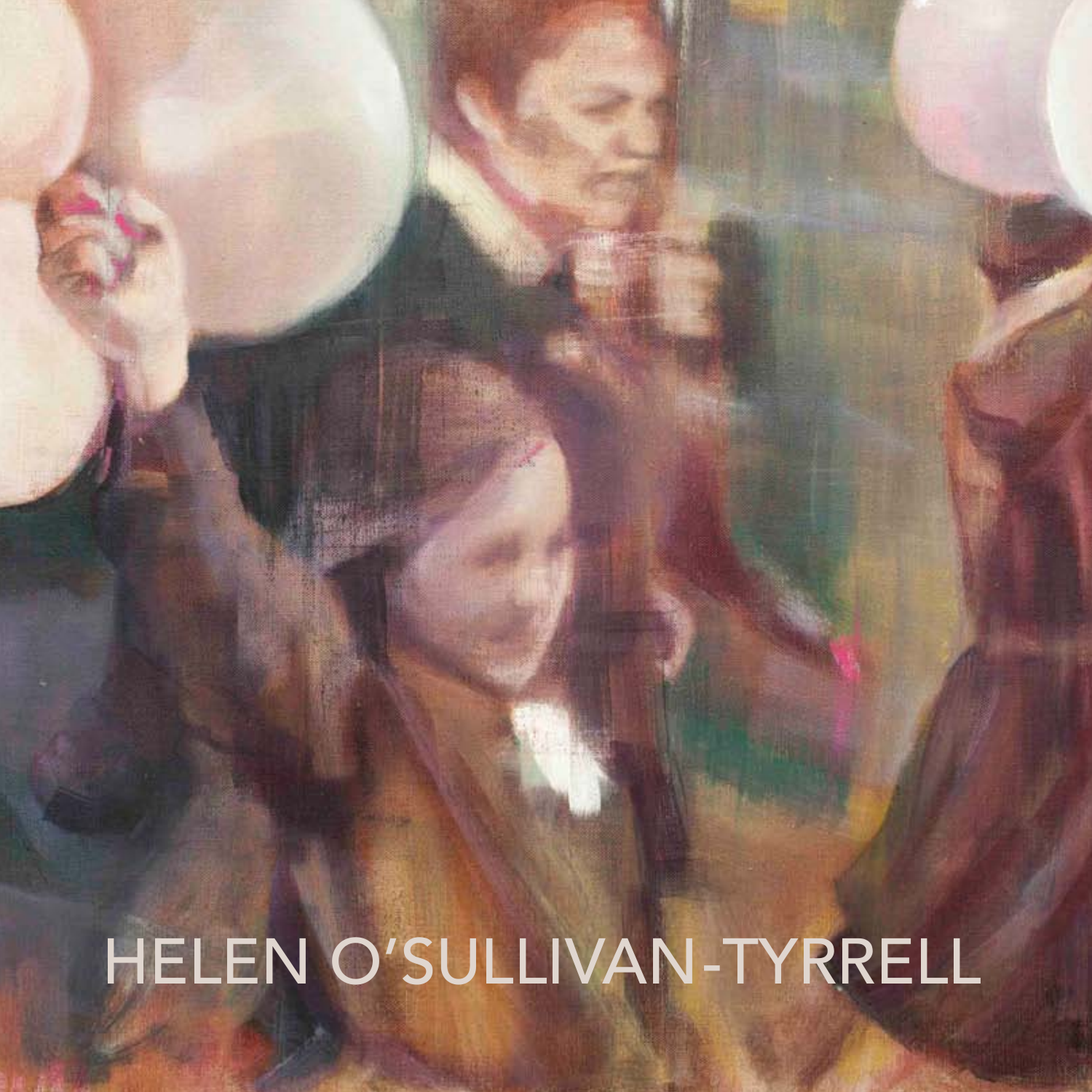# HELEN O'SULLIVAN-TYRRELL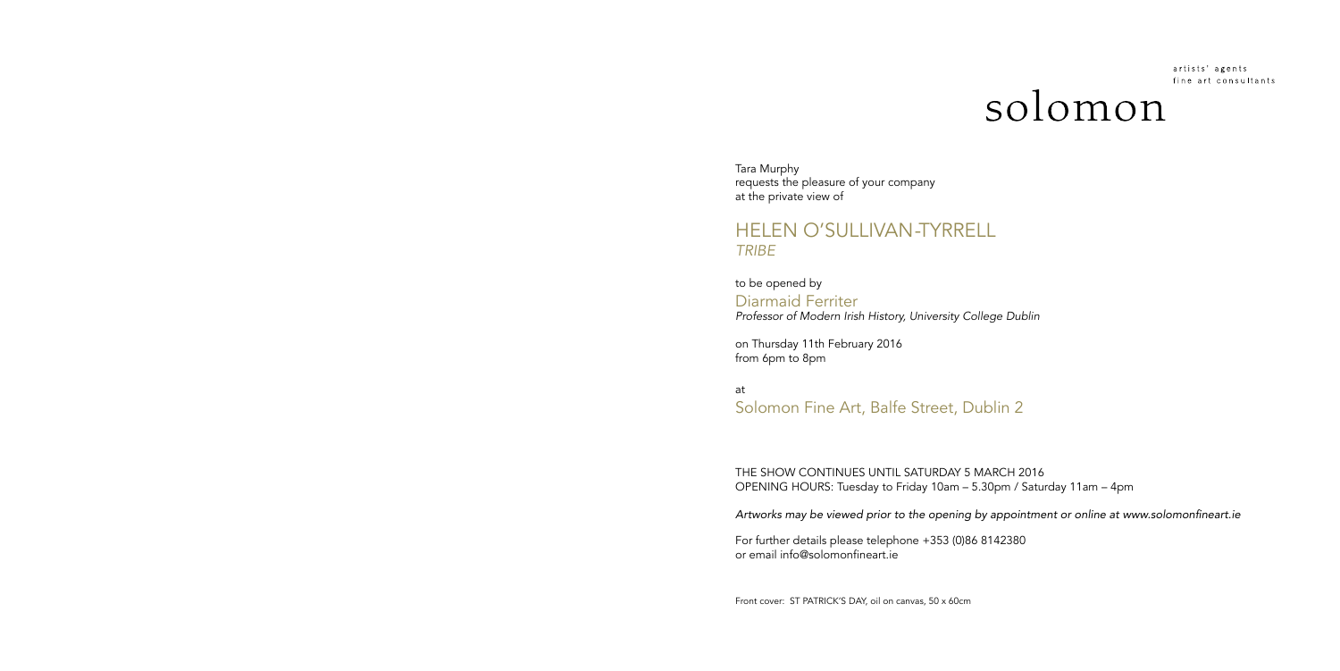artists' agents
fine art consultants

# solomon

Tara Murphy
requests the pleasure of your company
at the private view of

## HELEN O'SULLIVAN-TYRRELL
*TRIBE*

to be opened by
Diarmaid Ferriter
*Professor of Modern Irish History, University College Dublin*

on Thursday 11th February 2016
from 6pm to 8pm

at
Solomon Fine Art, Balfe Street, Dublin 2

THE SHOW CONTINUES UNTIL SATURDAY 5 MARCH 2016
OPENING HOURS: Tuesday to Friday 10am – 5.30pm / Saturday 11am – 4pm

*Artworks may be viewed prior to the opening by appointment or online at www.solomonfineart.ie*

For further details please telephone +353 (0)86 8142380
or email info@solomonfineart.ie

Front cover: ST PATRICK'S DAY, oil on canvas, 50 x 60cm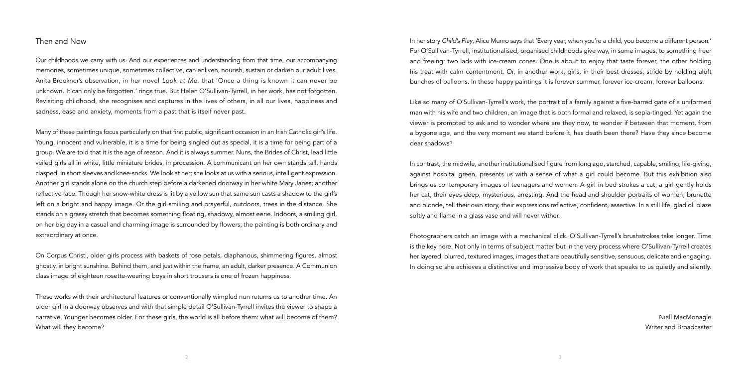## Then and Now

Our childhoods we carry with us. And our experiences and understanding from that time, our accompanying memories, sometimes unique, sometimes collective, can enliven, nourish, sustain or darken our adult lives. Anita Brookner's observation, in her novel *Look at Me*, that 'Once a thing is known it can never be unknown. It can only be forgotten.' rings true. But Helen O'Sullivan-Tyrrell, in her work, has not forgotten. Revisiting childhood, she recognises and captures in the lives of others, in all our lives, happiness and sadness, ease and anxiety, moments from a past that is itself never past.

Many of these paintings focus particularly on that first public, significant occasion in an Irish Catholic girl's life. Young, innocent and vulnerable, it is a time for being singled out as special, it is a time for being part of a group. We are told that it is the age of reason. And it is always summer. Nuns, the Brides of Christ, lead little veiled girls all in white, little miniature brides, in procession. A communicant on her own stands tall, hands clasped, in short sleeves and knee-socks. We look at her; she looks at us with a serious, intelligent expression. Another girl stands alone on the church step before a darkened doorway in her white Mary Janes; another reflective face. Though her snow-white dress is lit by a yellow sun that same sun casts a shadow to the girl's left on a bright and happy image. Or the girl smiling and prayerful, outdoors, trees in the distance. She stands on a grassy stretch that becomes something floating, shadowy, almost eerie. Indoors, a smiling girl, on her big day in a casual and charming image is surrounded by flowers; the painting is both ordinary and extraordinary at once.

On Corpus Christi, older girls process with baskets of rose petals, diaphanous, shimmering figures, almost ghostly, in bright sunshine. Behind them, and just within the frame, an adult, darker presence. A Communion class image of eighteen rosette-wearing boys in short trousers is one of frozen happiness.

These works with their architectural features or conventionally wimpled nun returns us to another time. An older girl in a doorway observes and with that simple detail O'Sullivan-Tyrrell invites the viewer to shape a narrative. Younger becomes older. For these girls, the world is all before them: what will become of them? What will they become?

In her story *Child's Play*, Alice Munro says that 'Every year, when you're a child, you become a different person.' For O'Sullivan-Tyrrell, institutionalised, organised childhoods give way, in some images, to something freer and freeing: two lads with ice-cream cones. One is about to enjoy that taste forever, the other holding his treat with calm contentment. Or, in another work, girls, in their best dresses, stride by holding aloft bunches of balloons. In these happy paintings it is forever summer, forever ice-cream, forever balloons.

Like so many of O'Sullivan-Tyrrell's work, the portrait of a family against a five-barred gate of a uniformed man with his wife and two children, an image that is both formal and relaxed, is sepia-tinged. Yet again the viewer is prompted to ask and to wonder where are they now, to wonder if between that moment, from a bygone age, and the very moment we stand before it, has death been there? Have they since become dear shadows?

In contrast, the midwife, another institutionalised figure from long ago, starched, capable, smiling, life-giving, against hospital green, presents us with a sense of what a girl could become. But this exhibition also brings us contemporary images of teenagers and women. A girl in bed strokes a cat; a girl gently holds her cat, their eyes deep, mysterious, arresting. And the head and shoulder portraits of women, brunette and blonde, tell their own story, their expressions reflective, confident, assertive. In a still life, gladioli blaze softly and flame in a glass vase and will never wither.

Photographers catch an image with a mechanical click. O'Sullivan-Tyrrell's brushstrokes take longer. Time is the key here. Not only in terms of subject matter but in the very process where O'Sullivan-Tyrrell creates her layered, blurred, textured images, images that are beautifully sensitive, sensuous, delicate and engaging. In doing so she achieves a distinctive and impressive body of work that speaks to us quietly and silently.

Niall MacMonagle
Writer and Broadcaster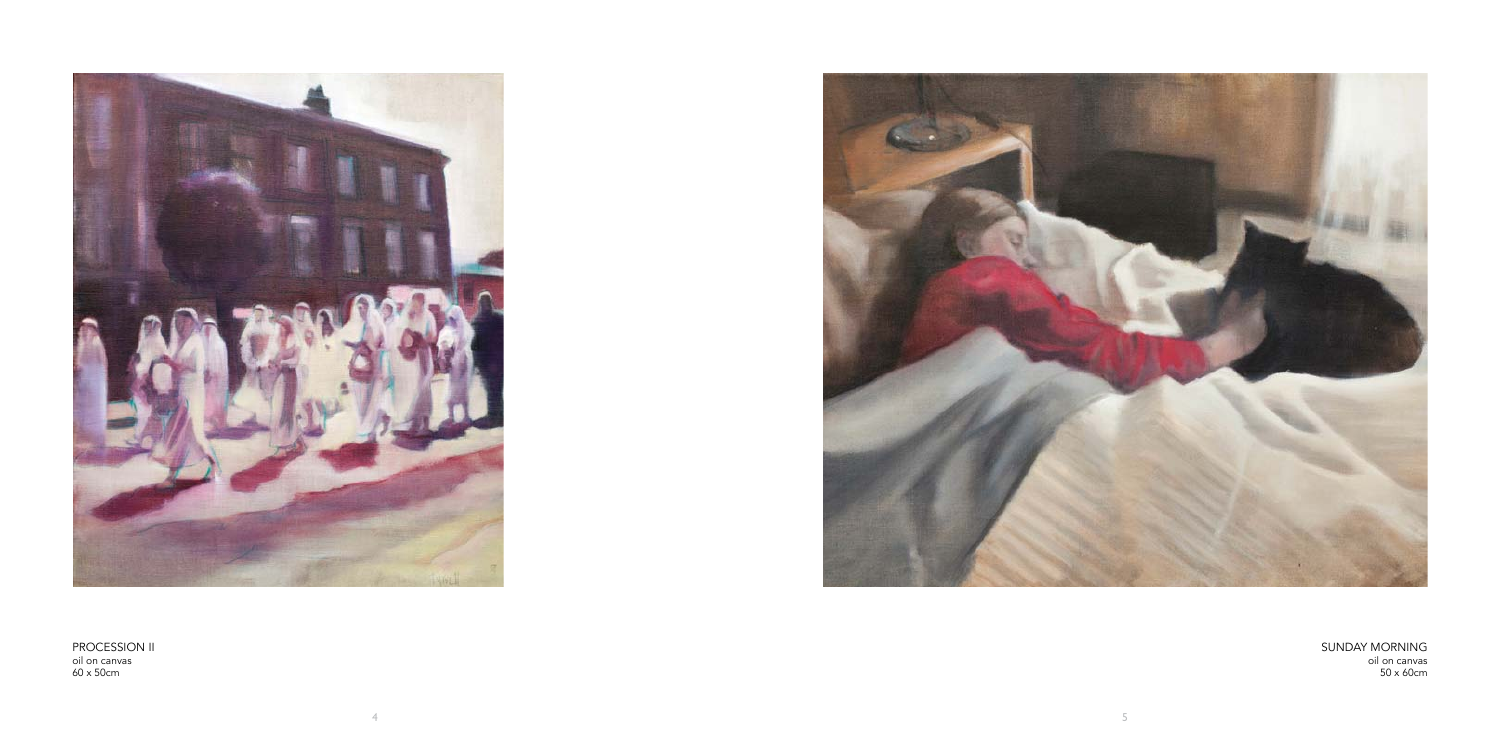PROCESSION II
oil on canvas
60 x 50cm

SUNDAY MORNING
oil on canvas
50 x 60cm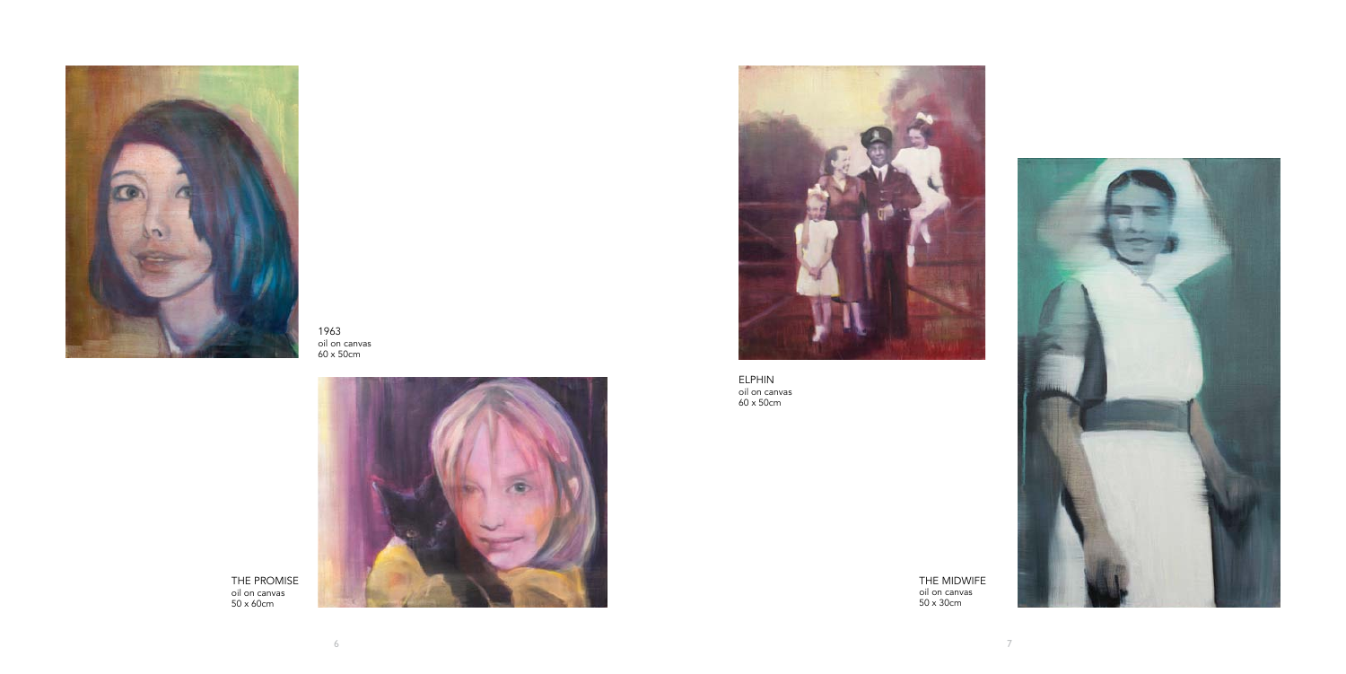1963
oil on canvas
60 x 50cm

THE PROMISE
oil on canvas
50 x 60cm

ELPHIN
oil on canvas
60 x 50cm

THE MIDWIFE
oil on canvas
50 x 30cm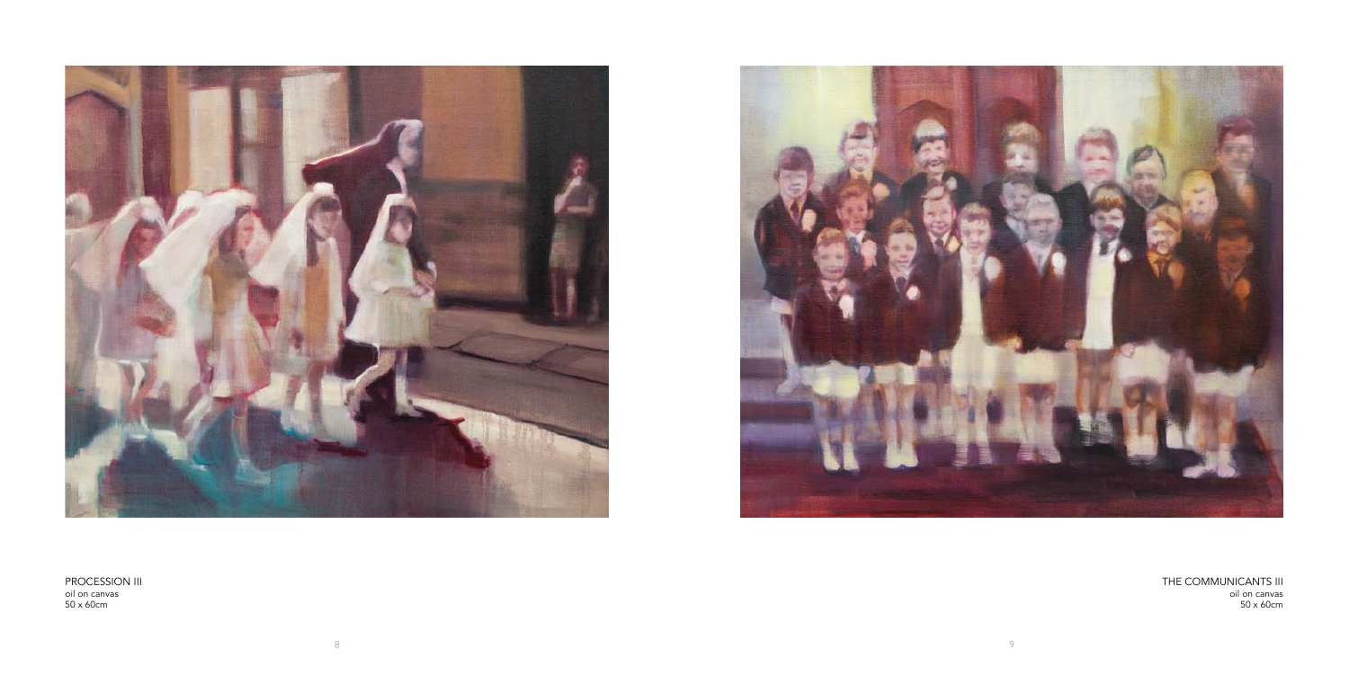PROCESSION III
oil on canvas
50 x 60cm

THE COMMUNICANTS III
oil on canvas
50 x 60cm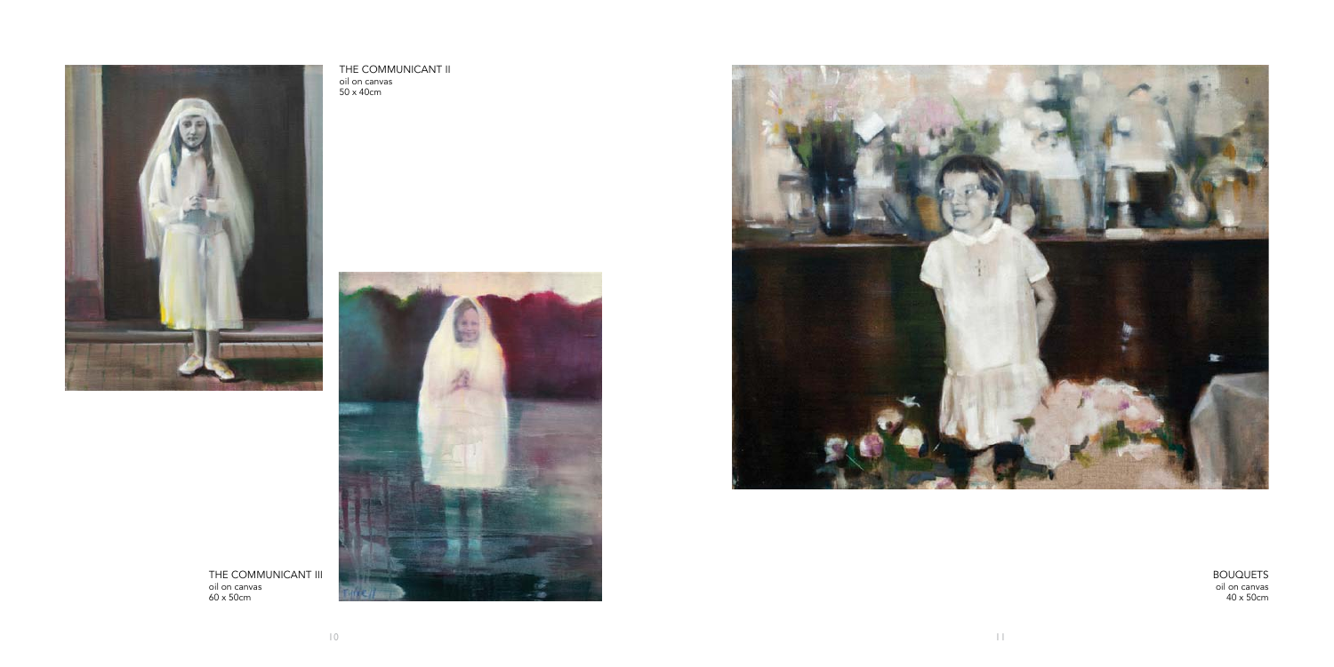THE COMMUNICANT II
oil on canvas
50 x 40cm

THE COMMUNICANT III
oil on canvas
60 x 50cm

BOUQUETS
oil on canvas
40 x 50cm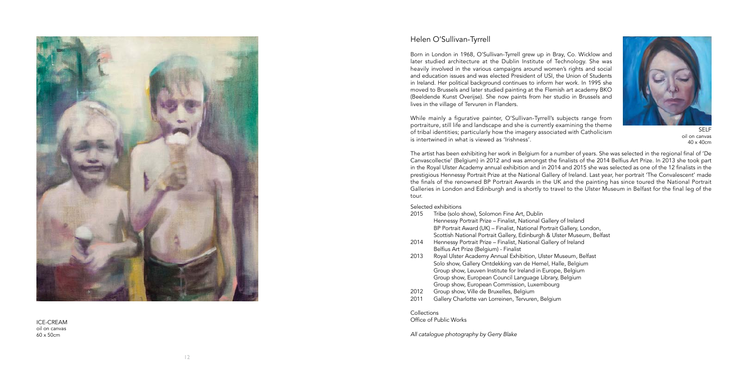ICE-CREAM
oil on canvas
60 x 50cm

## Helen O'Sullivan-Tyrrell

Born in London in 1968, O'Sullivan-Tyrrell grew up in Bray, Co. Wicklow and later studied architecture at the Dublin Institute of Technology. She was heavily involved in the various campaigns around women's rights and social and education issues and was elected President of USI, the Union of Students in Ireland. Her political background continues to inform her work. In 1995 she moved to Brussels and later studied painting at the Flemish art academy BKO (Beeldende Kunst Overijse). She now paints from her studio in Brussels and lives in the village of Tervuren in Flanders.

While mainly a figurative painter, O'Sullivan-Tyrrell's subjects range from portraiture, still life and landscape and she is currently examining the theme of tribal identities; particularly how the imagery associated with Catholicism is intertwined in what is viewed as 'Irishness'.

SELF
oil on canvas
40 x 40cm

The artist has been exhibiting her work in Belgium for a number of years. She was selected in the regional final of 'De Canvascollectie' (Belgium) in 2012 and was amongst the finalists of the 2014 Belfius Art Prize. In 2013 she took part in the Royal Ulster Academy annual exhibition and in 2014 and 2015 she was selected as one of the 12 finalists in the prestigious Hennessy Portrait Prize at the National Gallery of Ireland. Last year, her portrait 'The Convalescent' made the finals of the renowned BP Portrait Awards in the UK and the painting has since toured the National Portrait Galleries in London and Edinburgh and is shortly to travel to the Ulster Museum in Belfast for the final leg of the tour.

Selected exhibitions

2015 Tribe (solo show), Solomon Fine Art, Dublin
Hennessy Portrait Prize – Finalist, National Gallery of Ireland
BP Portrait Award (UK) – Finalist, National Portrait Gallery, London,
Scottish National Portrait Gallery, Edinburgh & Ulster Museum, Belfast

2014 Hennessy Portrait Prize – Finalist, National Gallery of Ireland
Belfius Art Prize (Belgium) - Finalist

2013 Royal Ulster Academy Annual Exhibition, Ulster Museum, Belfast
Solo show, Gallery Ontdekking van de Hemel, Halle, Belgium
Group show, Leuven Institute for Ireland in Europe, Belgium
Group show, European Council Language Library, Belgium
Group show, European Commission, Luxembourg

2012 Group show, Ville de Bruxelles, Belgium

2011 Gallery Charlotte van Lorreinen, Tervuren, Belgium

Collections
Office of Public Works

*All catalogue photography by Gerry Blake*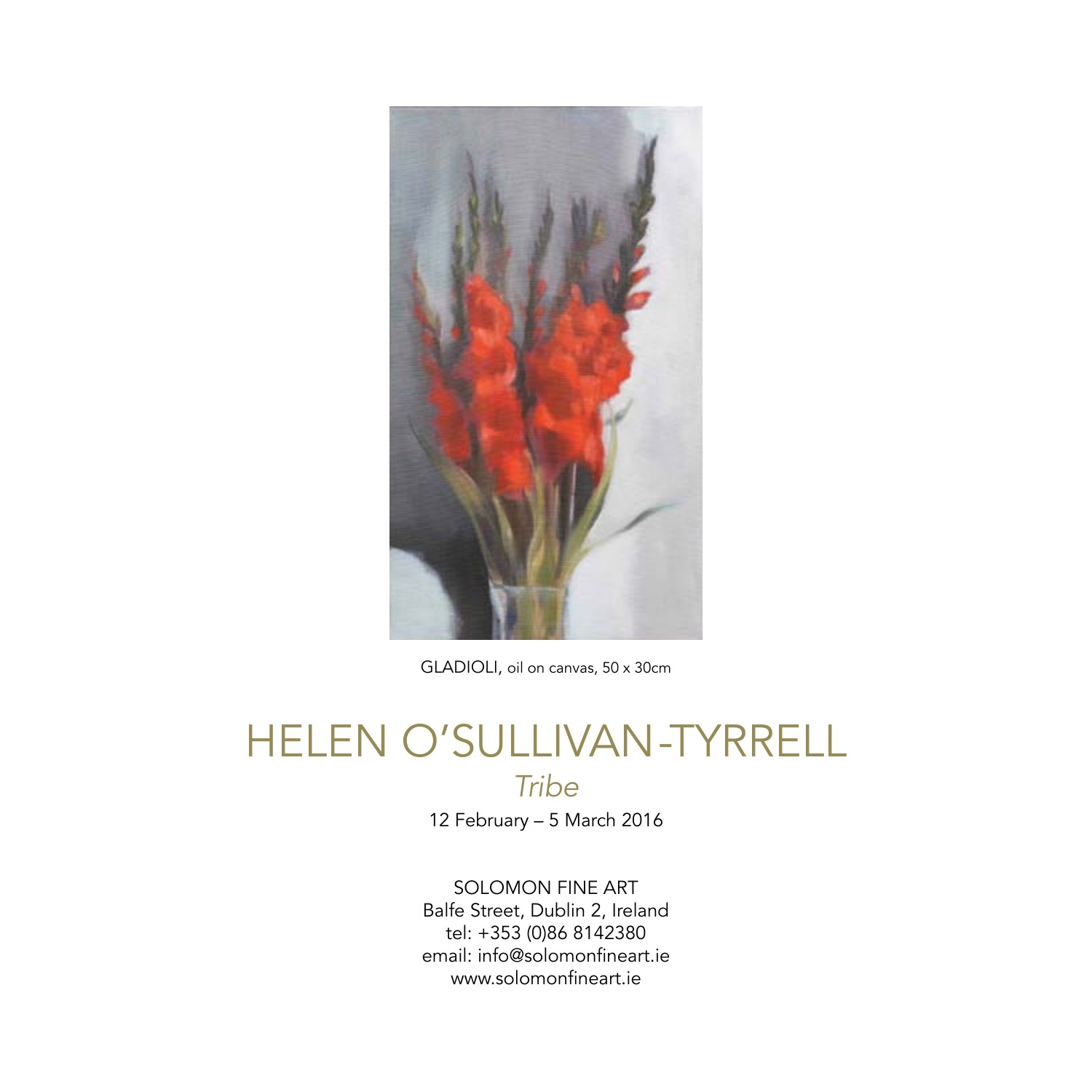GLADIOLI, oil on canvas, 50 x 30cm

# HELEN O'SULLIVAN-TYRRELL

*Tribe*

12 February – 5 March 2016

SOLOMON FINE ART
Balfe Street, Dublin 2, Ireland
tel: +353 (0)86 8142380
email: info@solomonfineart.ie
www.solomonfineart.ie